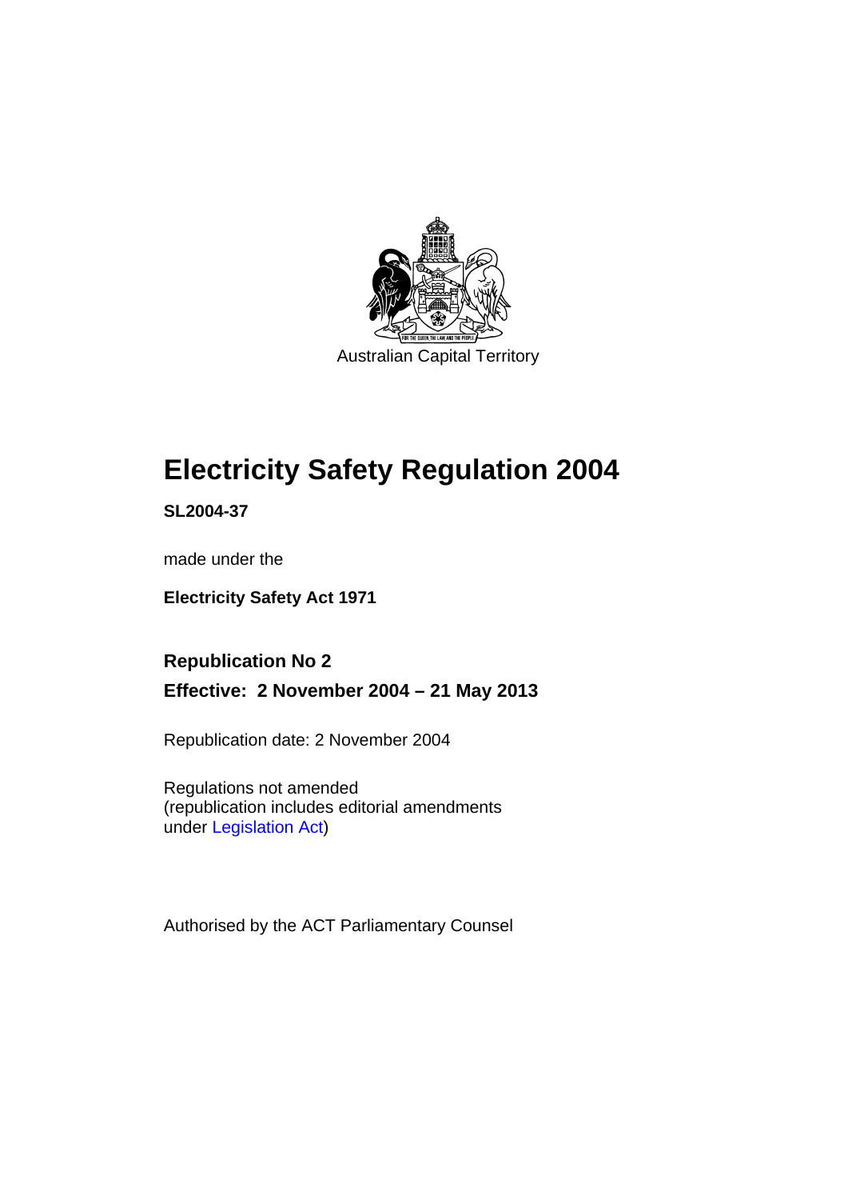Australian Capital Territory

# Electricity Safety Regulation 2004

**SL2004-37**

made under the

**Electricity Safety Act 1971**

## Republication No 2

## Effective: 2 November 2004 – 21 May 2013

Republication date: 2 November 2004

Regulations not amended
(republication includes editorial amendments under Legislation Act)

Authorised by the ACT Parliamentary Counsel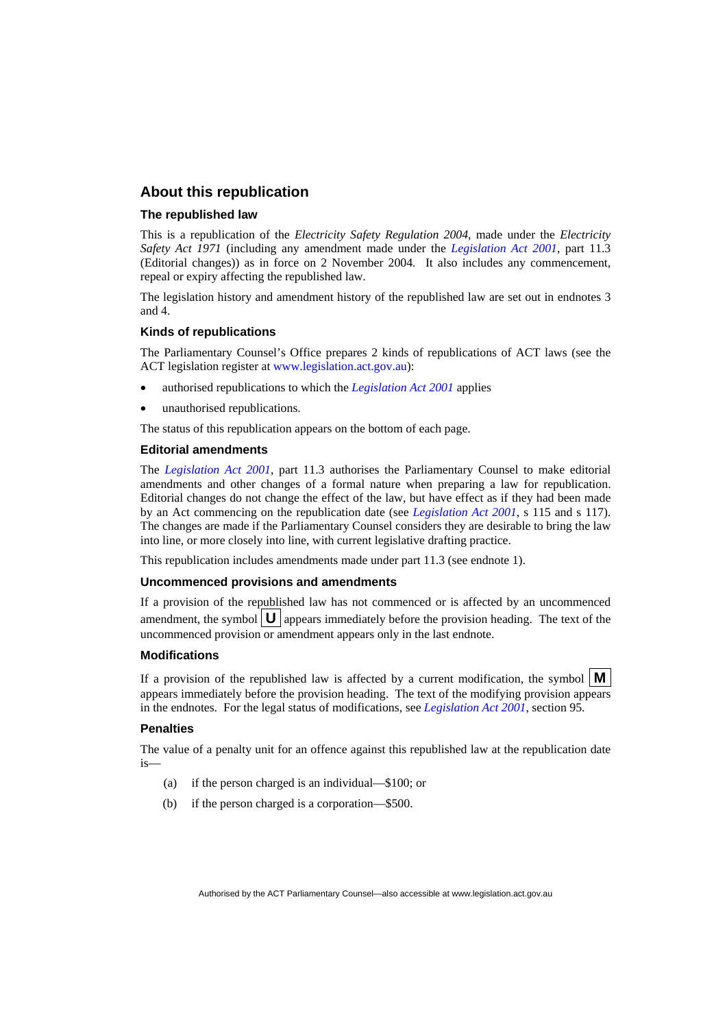## About this republication

### The republished law

This is a republication of the *Electricity Safety Regulation 2004*, made under the *Electricity Safety Act 1971* (including any amendment made under the *Legislation Act 2001*, part 11.3 (Editorial changes)) as in force on 2 November 2004. It also includes any commencement, repeal or expiry affecting the republished law.

The legislation history and amendment history of the republished law are set out in endnotes 3 and 4.

### Kinds of republications

The Parliamentary Counsel's Office prepares 2 kinds of republications of ACT laws (see the ACT legislation register at www.legislation.act.gov.au):

- authorised republications to which the *Legislation Act 2001* applies
- unauthorised republications.

The status of this republication appears on the bottom of each page.

### Editorial amendments

The *Legislation Act 2001*, part 11.3 authorises the Parliamentary Counsel to make editorial amendments and other changes of a formal nature when preparing a law for republication. Editorial changes do not change the effect of the law, but have effect as if they had been made by an Act commencing on the republication date (see *Legislation Act 2001*, s 115 and s 117). The changes are made if the Parliamentary Counsel considers they are desirable to bring the law into line, or more closely into line, with current legislative drafting practice.

This republication includes amendments made under part 11.3 (see endnote 1).

### Uncommenced provisions and amendments

If a provision of the republished law has not commenced or is affected by an uncommenced amendment, the symbol **U** appears immediately before the provision heading. The text of the uncommenced provision or amendment appears only in the last endnote.

### Modifications

If a provision of the republished law is affected by a current modification, the symbol **M** appears immediately before the provision heading. The text of the modifying provision appears in the endnotes. For the legal status of modifications, see *Legislation Act 2001*, section 95.

### Penalties

The value of a penalty unit for an offence against this republished law at the republication date is—

(a) if the person charged is an individual—$100; or

(b) if the person charged is a corporation—$500.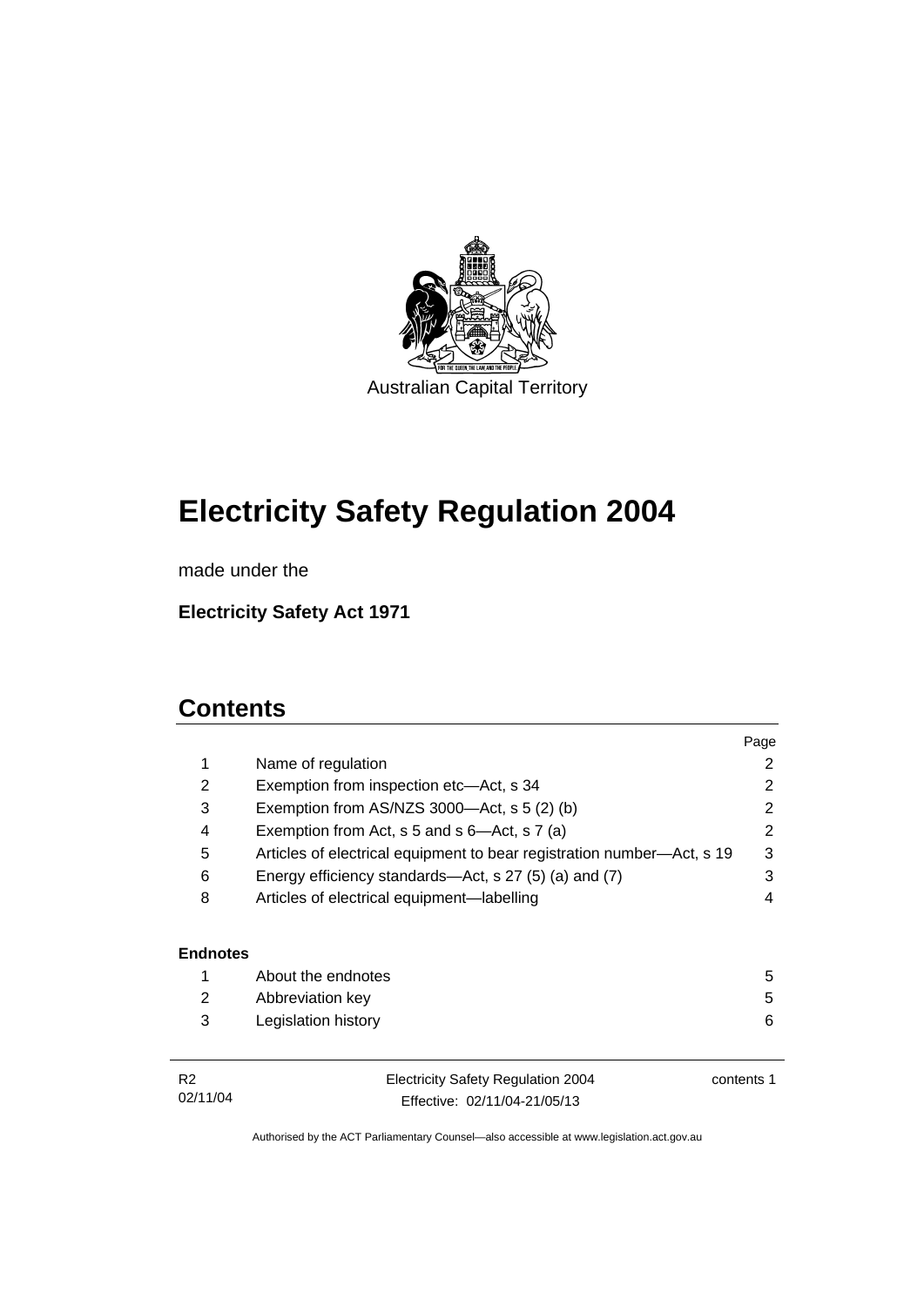Australian Capital Territory

# Electricity Safety Regulation 2004

made under the

**Electricity Safety Act 1971**

## Contents

| | | Page |
|---|---|---|
| 1 | Name of regulation | 2 |
| 2 | Exemption from inspection etc—Act, s 34 | 2 |
| 3 | Exemption from AS/NZS 3000—Act, s 5 (2) (b) | 2 |
| 4 | Exemption from Act, s 5 and s 6—Act, s 7 (a) | 2 |
| 5 | Articles of electrical equipment to bear registration number—Act, s 19 | 3 |
| 6 | Energy efficiency standards—Act, s 27 (5) (a) and (7) | 3 |
| 8 | Articles of electrical equipment—labelling | 4 |

**Endnotes**

| | | |
|---|---|---|
| 1 | About the endnotes | 5 |
| 2 | Abbreviation key | 5 |
| 3 | Legislation history | 6 |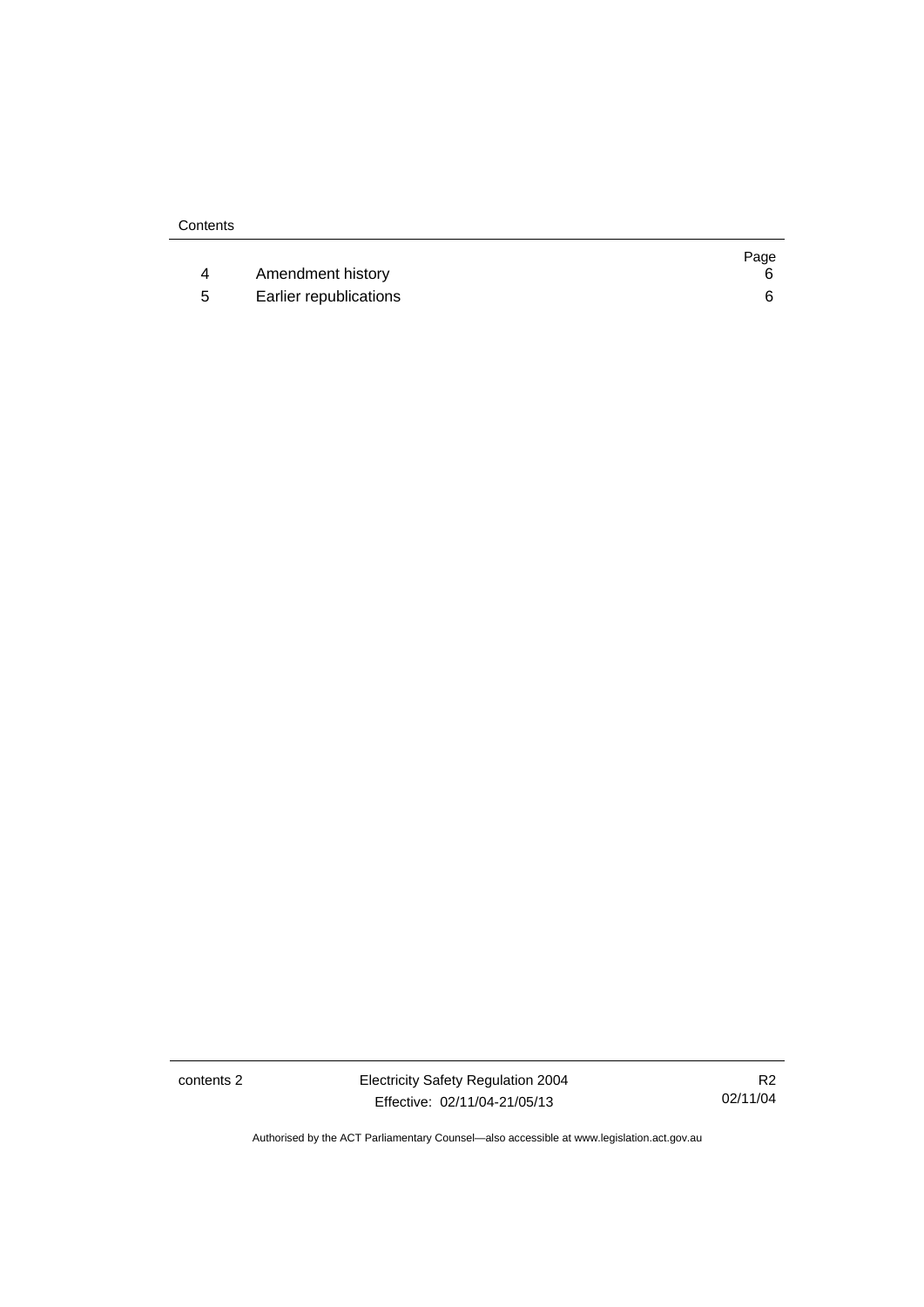| | | Page |
|---|---|---|
| 4 | Amendment history | 6 |
| 5 | Earlier republications | 6 |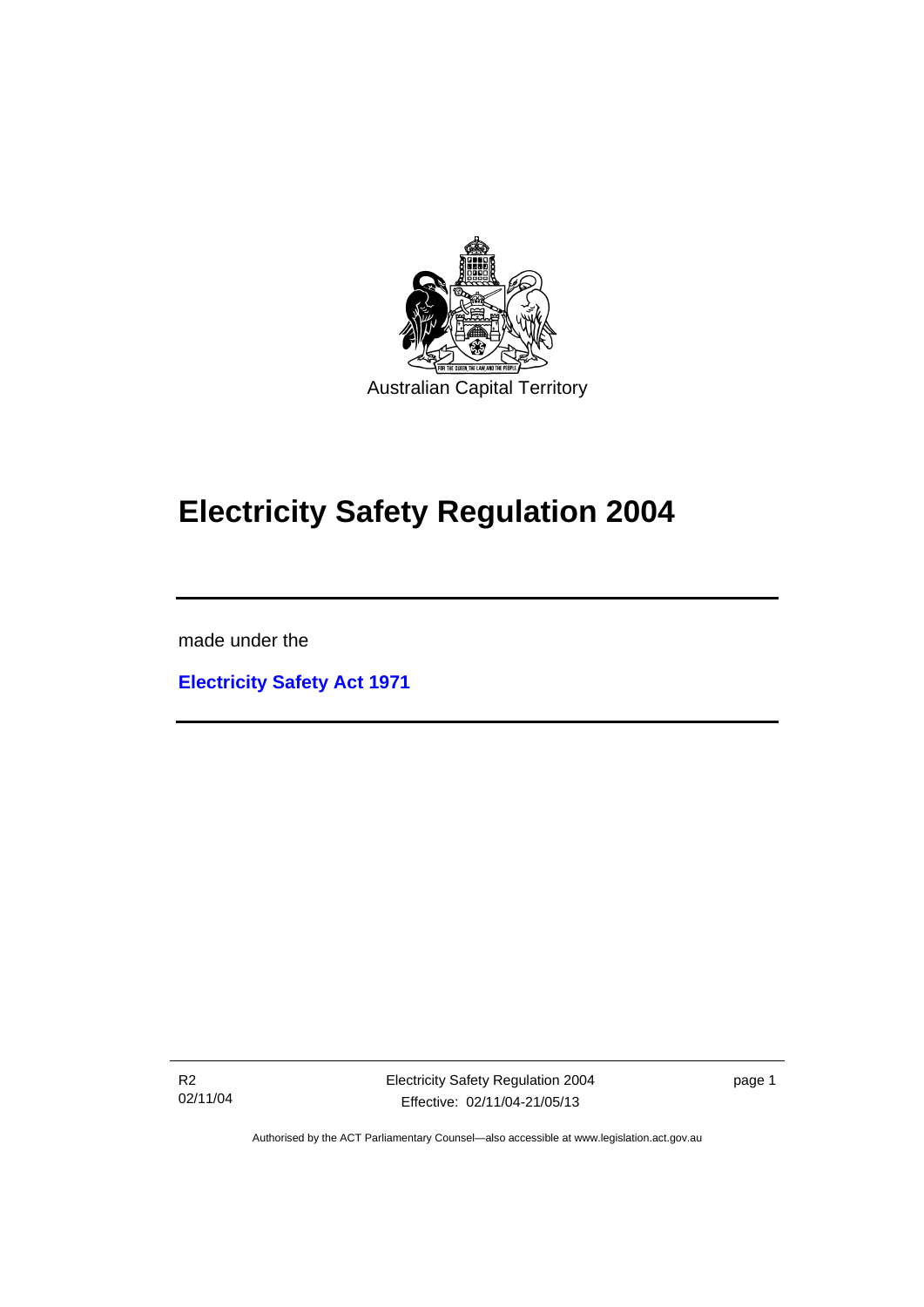Australian Capital Territory

# Electricity Safety Regulation 2004

made under the

**Electricity Safety Act 1971**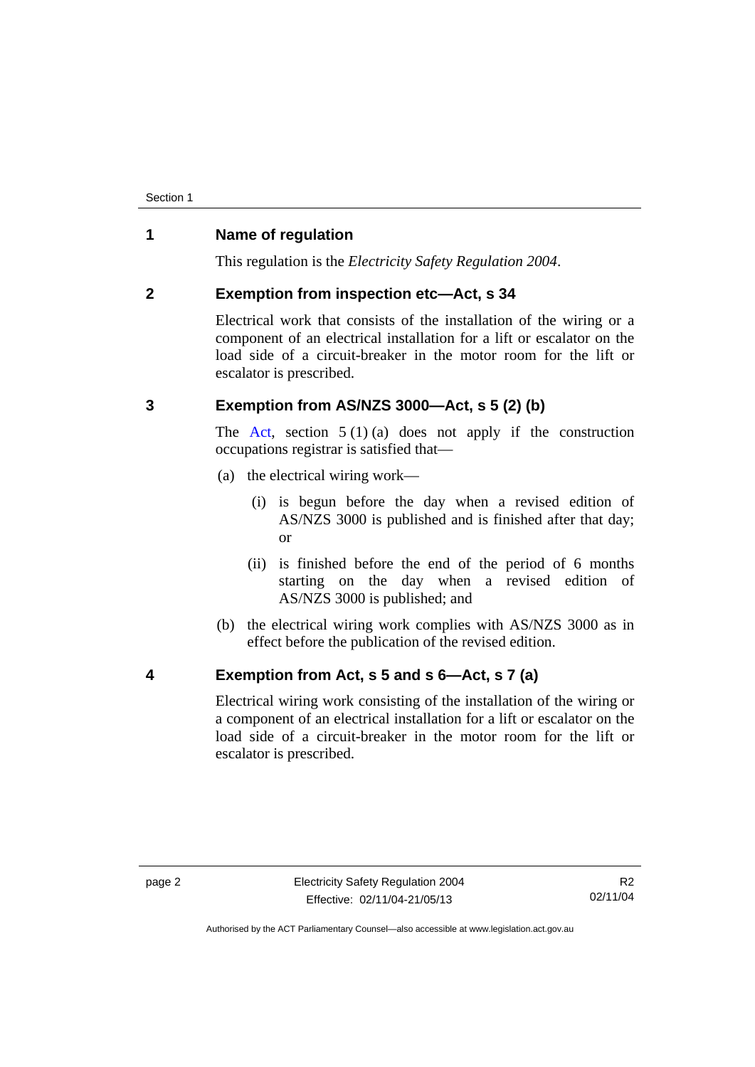## 1 Name of regulation

This regulation is the *Electricity Safety Regulation 2004*.

## 2 Exemption from inspection etc—Act, s 34

Electrical work that consists of the installation of the wiring or a component of an electrical installation for a lift or escalator on the load side of a circuit-breaker in the motor room for the lift or escalator is prescribed.

## 3 Exemption from AS/NZS 3000—Act, s 5 (2) (b)

The Act, section 5 (1) (a) does not apply if the construction occupations registrar is satisfied that—

(a) the electrical wiring work—

  (i) is begun before the day when a revised edition of AS/NZS 3000 is published and is finished after that day; or

  (ii) is finished before the end of the period of 6 months starting on the day when a revised edition of AS/NZS 3000 is published; and

(b) the electrical wiring work complies with AS/NZS 3000 as in effect before the publication of the revised edition.

## 4 Exemption from Act, s 5 and s 6—Act, s 7 (a)

Electrical wiring work consisting of the installation of the wiring or a component of an electrical installation for a lift or escalator on the load side of a circuit-breaker in the motor room for the lift or escalator is prescribed.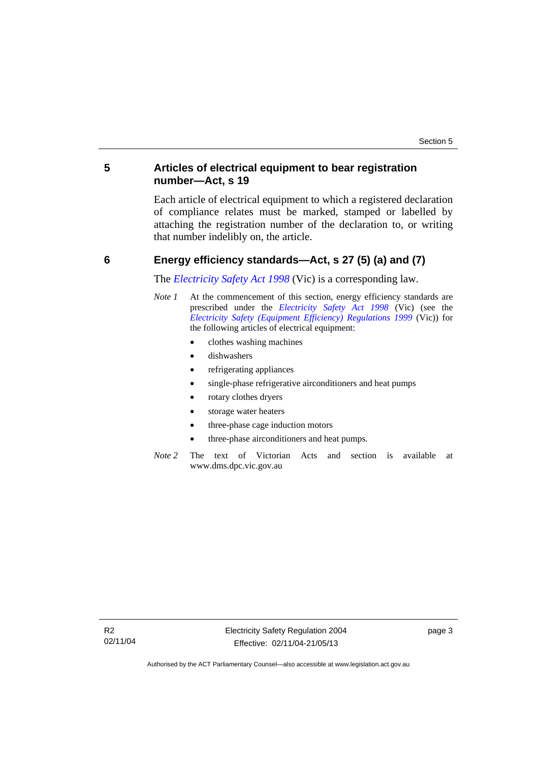## 5 Articles of electrical equipment to bear registration number—Act, s 19

Each article of electrical equipment to which a registered declaration of compliance relates must be marked, stamped or labelled by attaching the registration number of the declaration to, or writing that number indelibly on, the article.

## 6 Energy efficiency standards—Act, s 27 (5) (a) and (7)

The *Electricity Safety Act 1998* (Vic) is a corresponding law.

*Note 1* At the commencement of this section, energy efficiency standards are prescribed under the *Electricity Safety Act 1998* (Vic) (see the *Electricity Safety (Equipment Efficiency) Regulations 1999* (Vic)) for the following articles of electrical equipment:

- clothes washing machines
- dishwashers
- refrigerating appliances
- single-phase refrigerative airconditioners and heat pumps
- rotary clothes dryers
- storage water heaters
- three-phase cage induction motors
- three-phase airconditioners and heat pumps.

*Note 2* The text of Victorian Acts and section is available at www.dms.dpc.vic.gov.au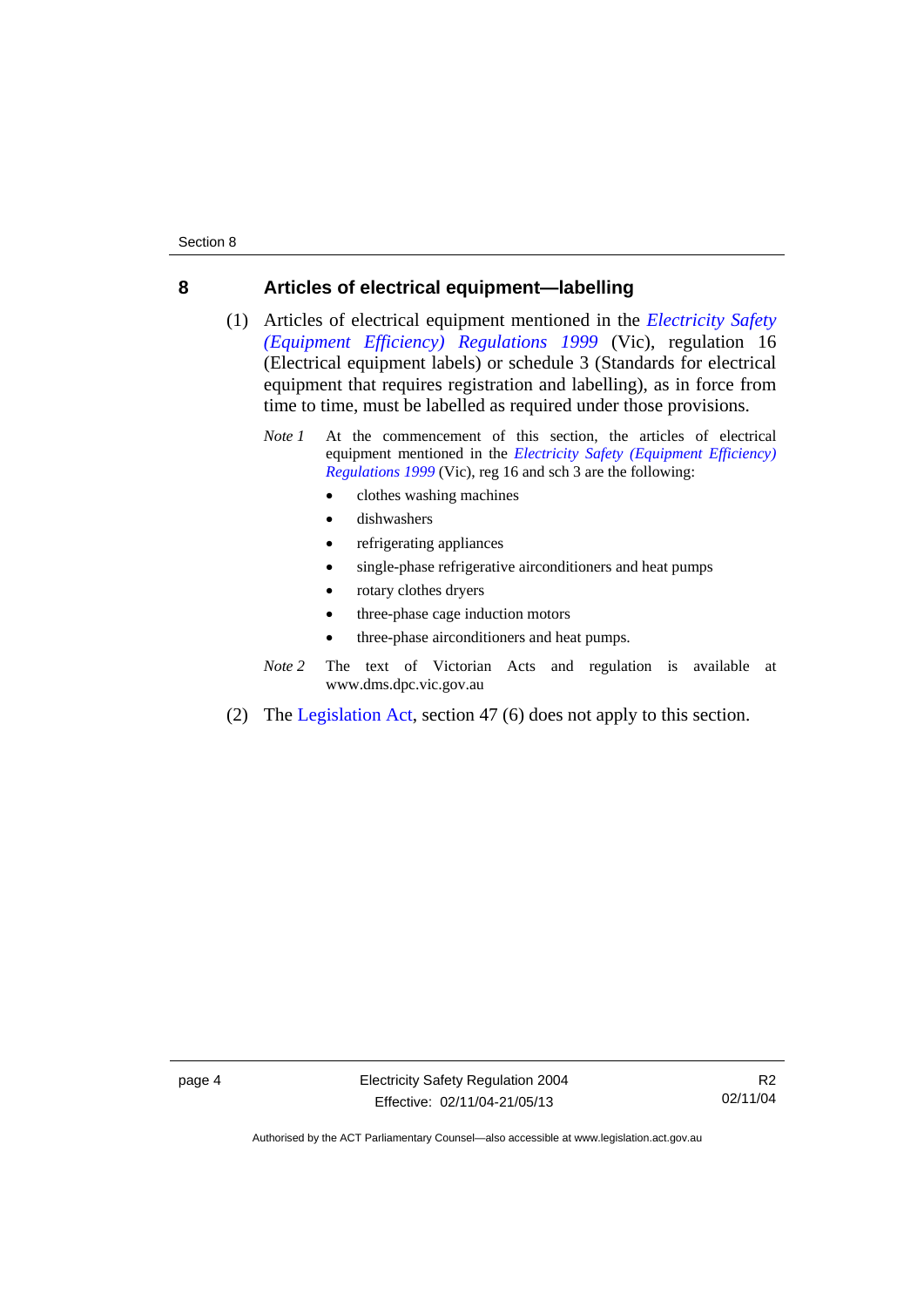## 8 Articles of electrical equipment—labelling

(1) Articles of electrical equipment mentioned in the *Electricity Safety (Equipment Efficiency) Regulations 1999* (Vic), regulation 16 (Electrical equipment labels) or schedule 3 (Standards for electrical equipment that requires registration and labelling), as in force from time to time, must be labelled as required under those provisions.

*Note 1* At the commencement of this section, the articles of electrical equipment mentioned in the *Electricity Safety (Equipment Efficiency) Regulations 1999* (Vic), reg 16 and sch 3 are the following:

- clothes washing machines
- dishwashers
- refrigerating appliances
- single-phase refrigerative airconditioners and heat pumps
- rotary clothes dryers
- three-phase cage induction motors
- three-phase airconditioners and heat pumps.

*Note 2* The text of Victorian Acts and regulation is available at www.dms.dpc.vic.gov.au

(2) The Legislation Act, section 47 (6) does not apply to this section.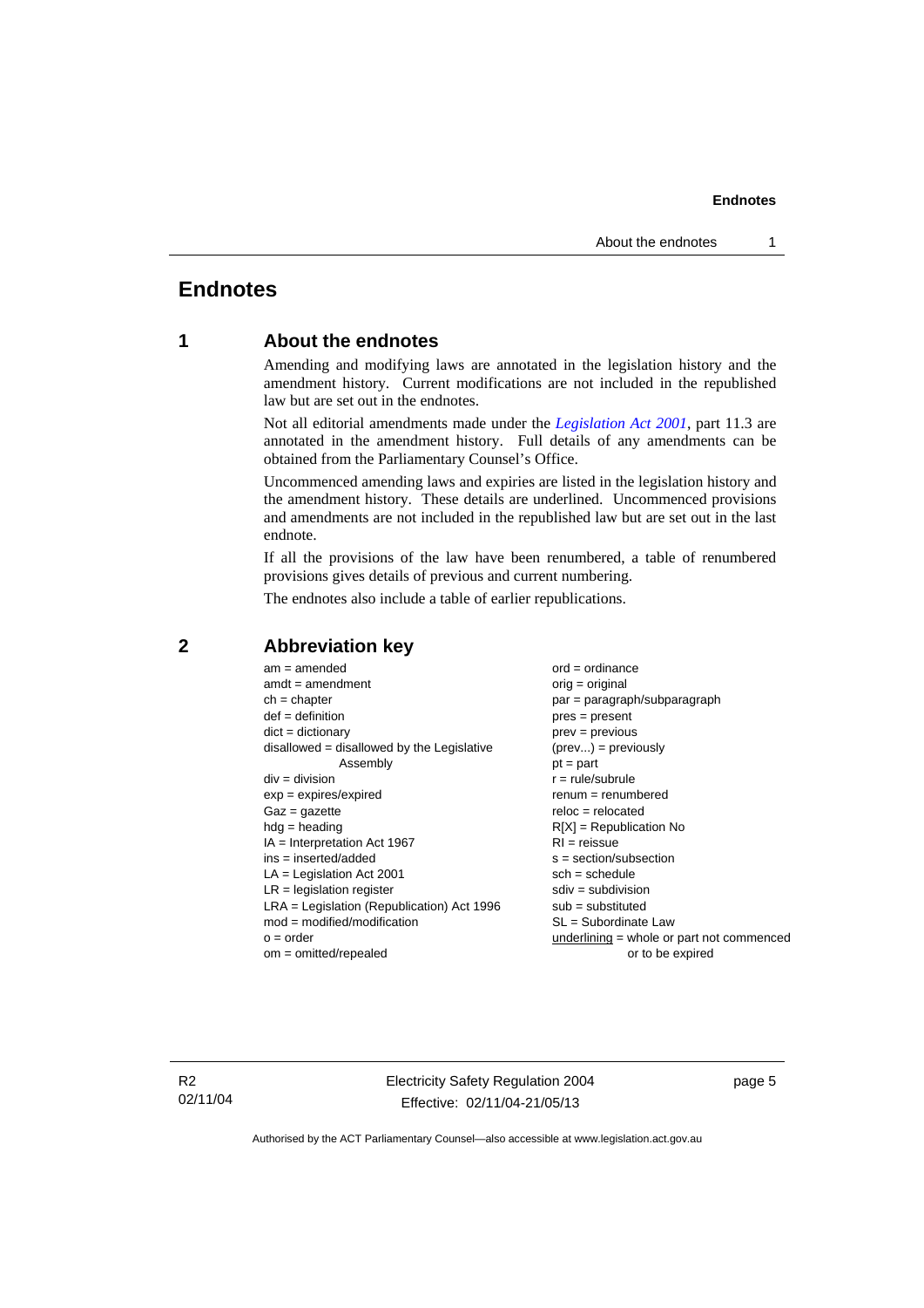# Endnotes

## 1 About the endnotes

Amending and modifying laws are annotated in the legislation history and the amendment history. Current modifications are not included in the republished law but are set out in the endnotes.

Not all editorial amendments made under the *Legislation Act 2001*, part 11.3 are annotated in the amendment history. Full details of any amendments can be obtained from the Parliamentary Counsel's Office.

Uncommenced amending laws and expiries are listed in the legislation history and the amendment history. These details are underlined. Uncommenced provisions and amendments are not included in the republished law but are set out in the last endnote.

If all the provisions of the law have been renumbered, a table of renumbered provisions gives details of previous and current numbering.

The endnotes also include a table of earlier republications.

## 2 Abbreviation key

am = amended
amdt = amendment
ch = chapter
def = definition
dict = dictionary
disallowed = disallowed by the Legislative Assembly
div = division
exp = expires/expired
Gaz = gazette
hdg = heading
IA = Interpretation Act 1967
ins = inserted/added
LA = Legislation Act 2001
LR = legislation register
LRA = Legislation (Republication) Act 1996
mod = modified/modification
o = order
om = omitted/repealed
ord = ordinance
orig = original
par = paragraph/subparagraph
pres = present
prev = previous
(prev...) = previously
pt = part
r = rule/subrule
renum = renumbered
reloc = relocated
R[X] = Republication No
RI = reissue
s = section/subsection
sch = schedule
sdiv = subdivision
sub = substituted
SL = Subordinate Law
underlining = whole or part not commenced or to be expired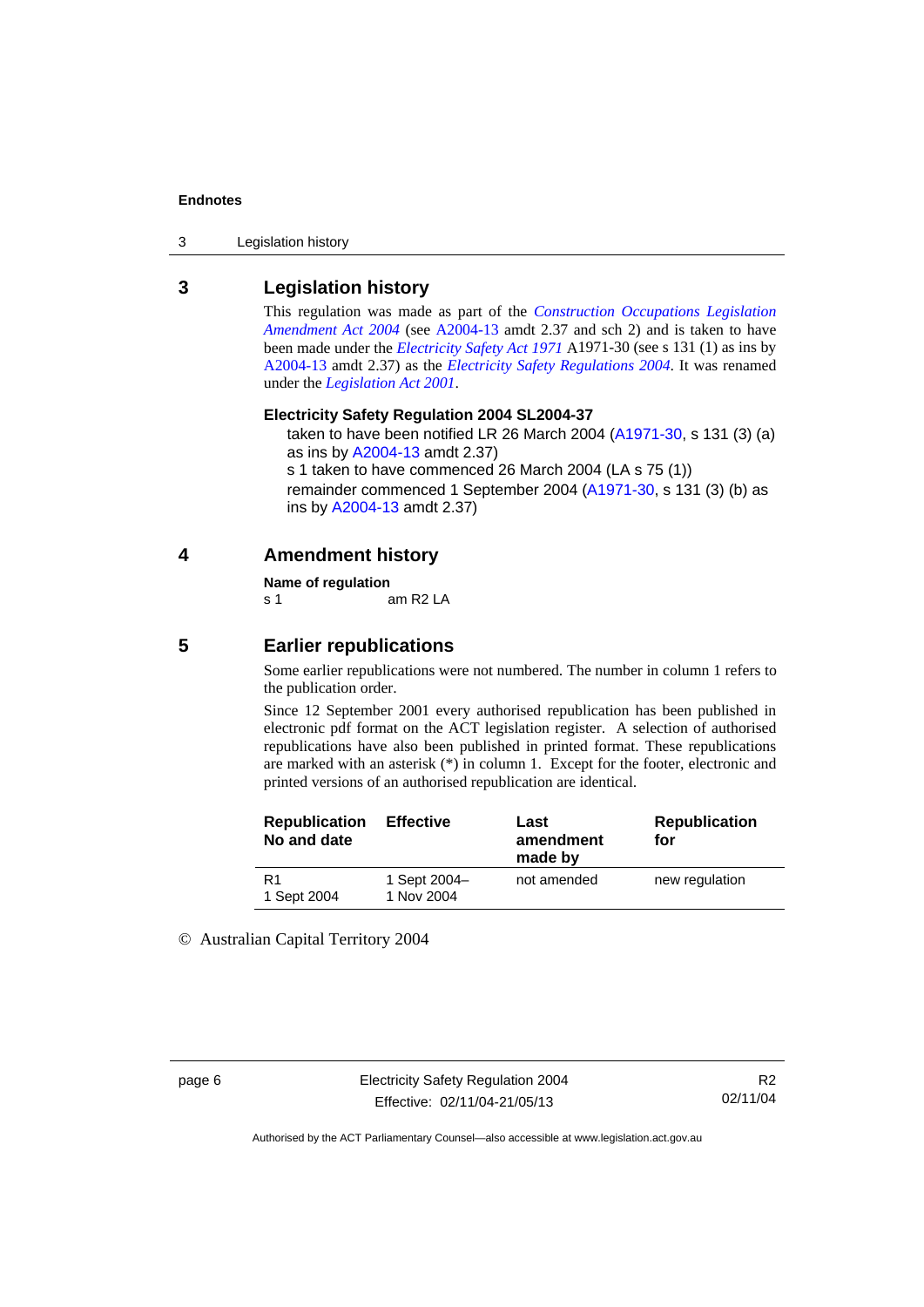## 3 Legislation history

This regulation was made as part of the *Construction Occupations Legislation Amendment Act 2004* (see A2004-13 amdt 2.37 and sch 2) and is taken to have been made under the *Electricity Safety Act 1971* A1971-30 (see s 131 (1) as ins by A2004-13 amdt 2.37) as the *Electricity Safety Regulations 2004*. It was renamed under the *Legislation Act 2001*.

**Electricity Safety Regulation 2004 SL2004-37**

taken to have been notified LR 26 March 2004 (A1971-30, s 131 (3) (a) as ins by A2004-13 amdt 2.37)

s 1 taken to have commenced 26 March 2004 (LA s 75 (1))

remainder commenced 1 September 2004 (A1971-30, s 131 (3) (b) as ins by A2004-13 amdt 2.37)

## 4 Amendment history

**Name of regulation**

s 1 am R2 LA

## 5 Earlier republications

Some earlier republications were not numbered. The number in column 1 refers to the publication order.

Since 12 September 2001 every authorised republication has been published in electronic pdf format on the ACT legislation register. A selection of authorised republications have also been published in printed format. These republications are marked with an asterisk (*) in column 1. Except for the footer, electronic and printed versions of an authorised republication are identical.

| Republication No and date | Effective | Last amendment made by | Republication for |
|---|---|---|---|
| R1<br>1 Sept 2004 | 1 Sept 2004–<br>1 Nov 2004 | not amended | new regulation |

© Australian Capital Territory 2004